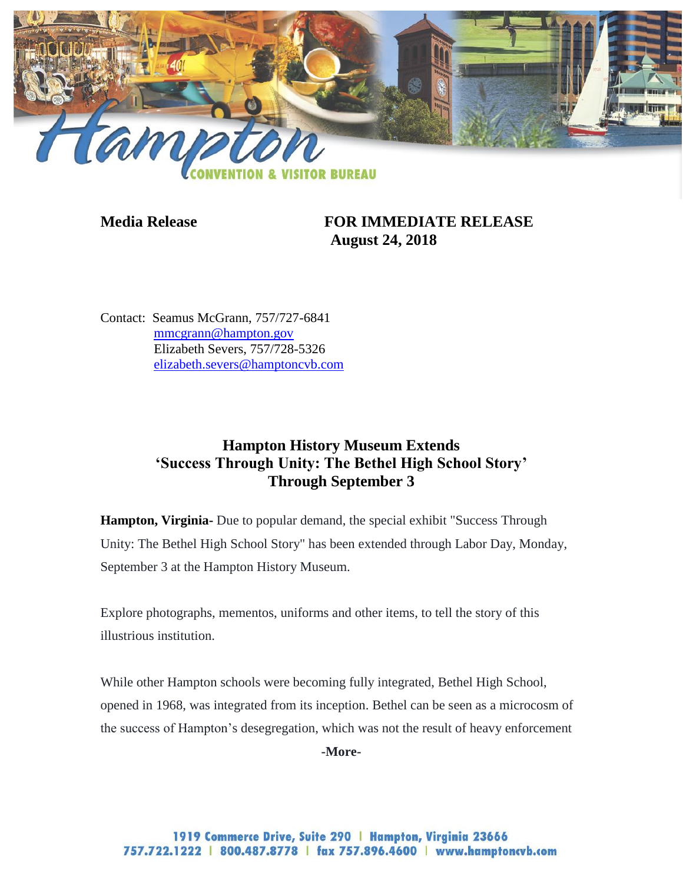**Media Release** **FOR IMMEDIATE RELEASE**
**August 24, 2018**

Contact: Seamus McGrann, 757/727-6841
mmcgrann@hampton.gov
Elizabeth Severs, 757/728-5326
elizabeth.severs@hamptoncvb.com

## Hampton History Museum Extends 'Success Through Unity: The Bethel High School Story' Through September 3

**Hampton, Virginia-** Due to popular demand, the special exhibit "Success Through Unity: The Bethel High School Story" has been extended through Labor Day, Monday, September 3 at the Hampton History Museum.

Explore photographs, mementos, uniforms and other items, to tell the story of this illustrious institution.

While other Hampton schools were becoming fully integrated, Bethel High School, opened in 1968, was integrated from its inception. Bethel can be seen as a microcosm of the success of Hampton's desegregation, which was not the result of heavy enforcement

**-More-**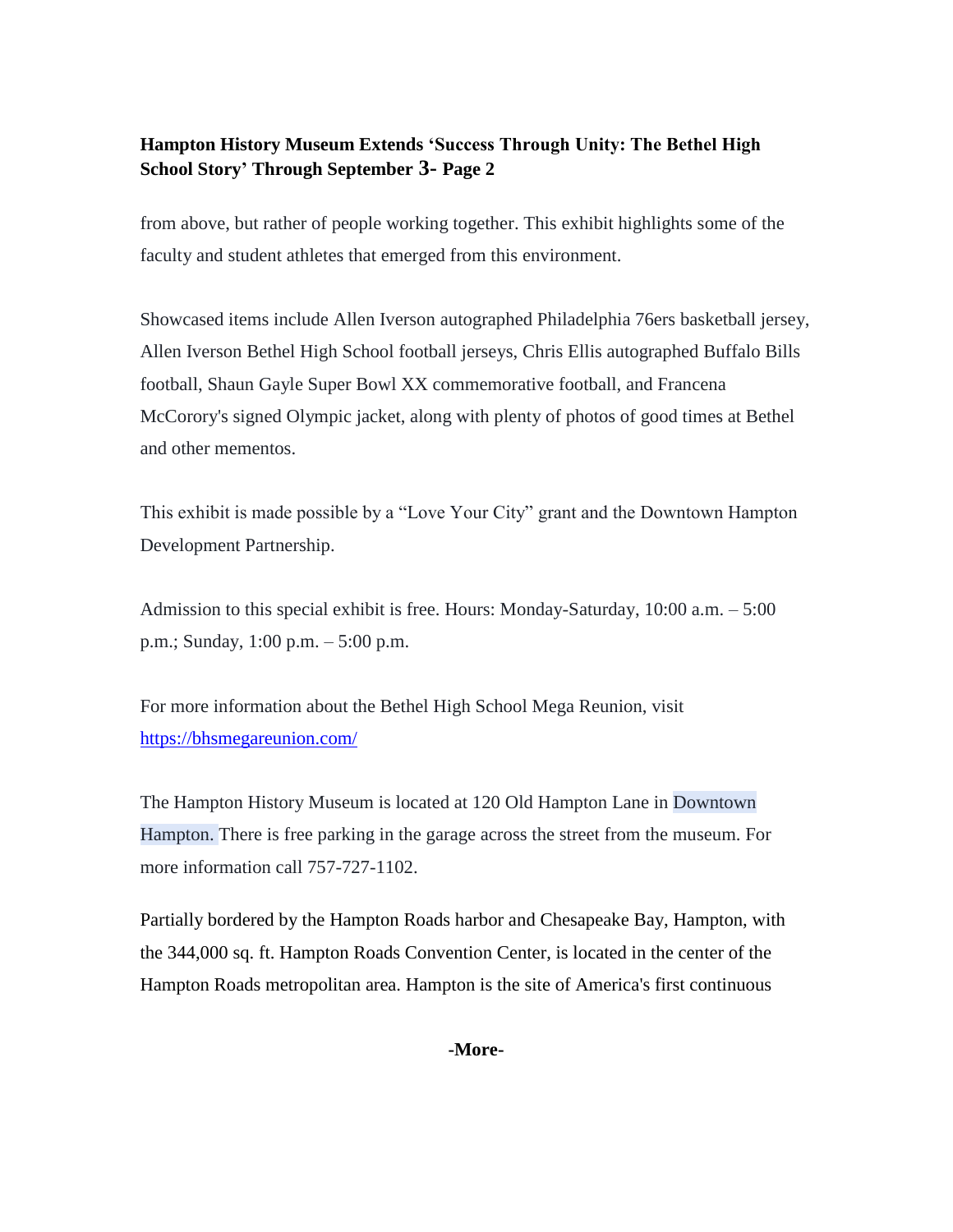from above, but rather of people working together. This exhibit highlights some of the faculty and student athletes that emerged from this environment.

Showcased items include Allen Iverson autographed Philadelphia 76ers basketball jersey, Allen Iverson Bethel High School football jerseys, Chris Ellis autographed Buffalo Bills football, Shaun Gayle Super Bowl XX commemorative football, and Francena McCorory's signed Olympic jacket, along with plenty of photos of good times at Bethel and other mementos.

This exhibit is made possible by a "Love Your City" grant and the Downtown Hampton Development Partnership.

Admission to this special exhibit is free. Hours: Monday-Saturday, 10:00 a.m. – 5:00 p.m.; Sunday, 1:00 p.m. – 5:00 p.m.

For more information about the Bethel High School Mega Reunion, visit [https://bhsmegareunion.com/](https://bhsmegareunion.com/)

The Hampton History Museum is located at 120 Old Hampton Lane in Downtown Hampton. There is free parking in the garage across the street from the museum. For more information call 757-727-1102.

Partially bordered by the Hampton Roads harbor and Chesapeake Bay, Hampton, with the 344,000 sq. ft. Hampton Roads Convention Center, is located in the center of the Hampton Roads metropolitan area. Hampton is the site of America's first continuous

**-More-**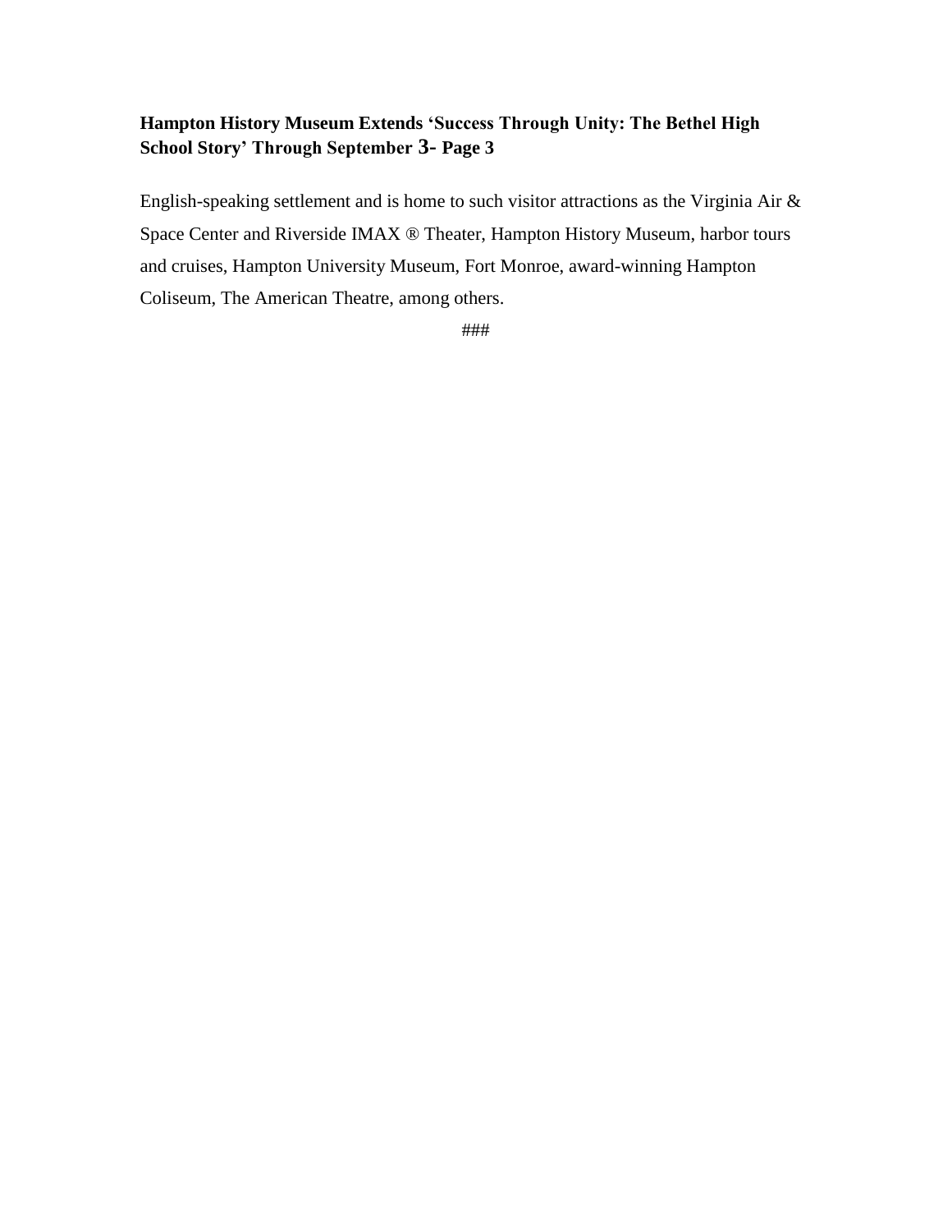English-speaking settlement and is home to such visitor attractions as the Virginia Air & Space Center and Riverside IMAX ® Theater, Hampton History Museum, harbor tours and cruises, Hampton University Museum, Fort Monroe, award-winning Hampton Coliseum, The American Theatre, among others.

###